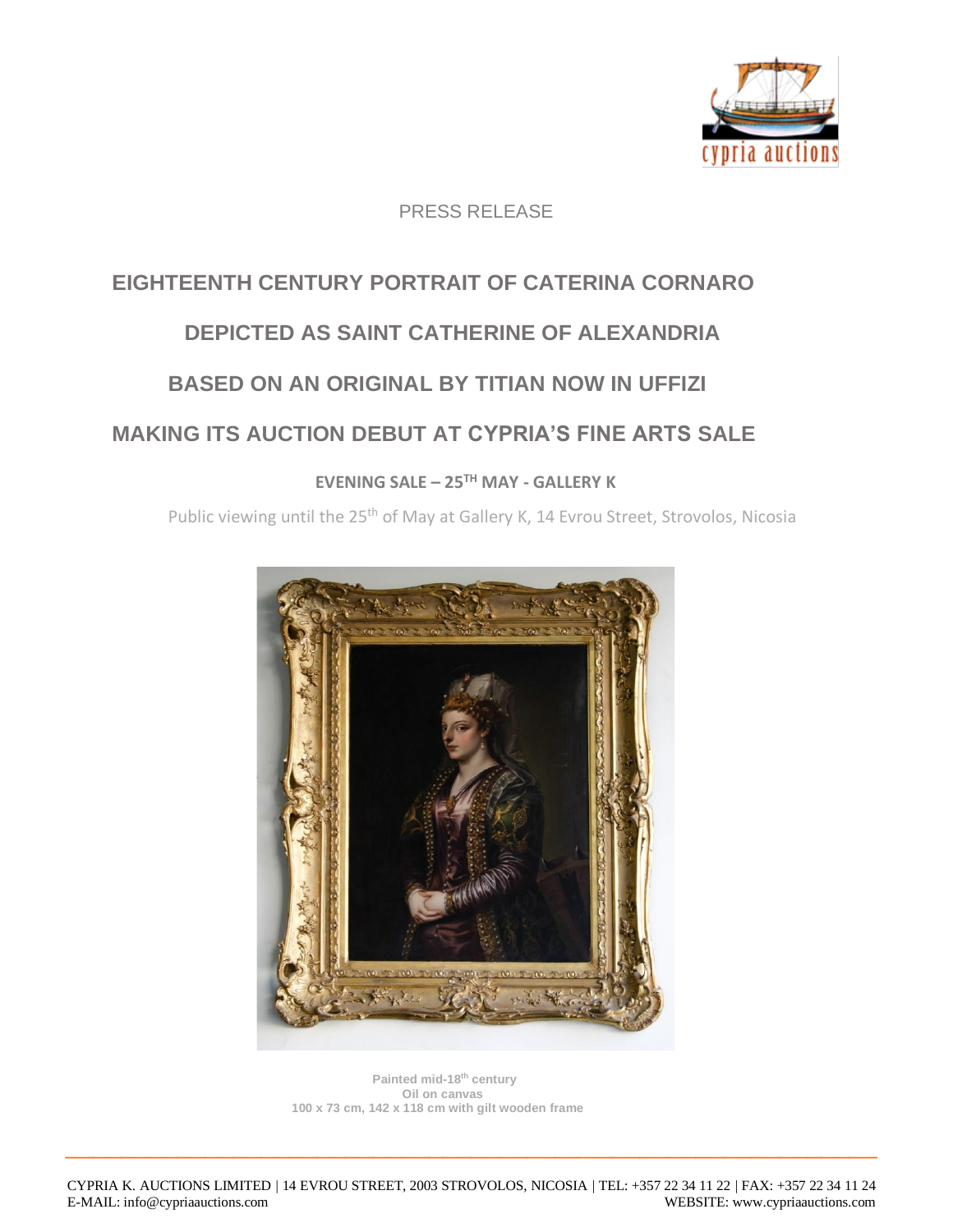PRESS RELEASE

# EIGHTEENTH CENTURY PORTRAIT OF CATERINA CORNARO

# DEPICTED AS SAINT CATHERINE OF ALEXANDRIA

# BASED ON AN ORIGINAL BY TITIAN NOW IN UFFIZI

# MAKING ITS AUCTION DEBUT AT CYPRIA'S FINE ARTS SALE

**EVENING SALE – 25TH MAY - GALLERY K**

Public viewing until the 25th of May at Gallery K, 14 Evrou Street, Strovolos, Nicosia

**Painted mid-18th century**
**Oil on canvas**
**100 x 73 cm, 142 x 118 cm with gilt wooden frame**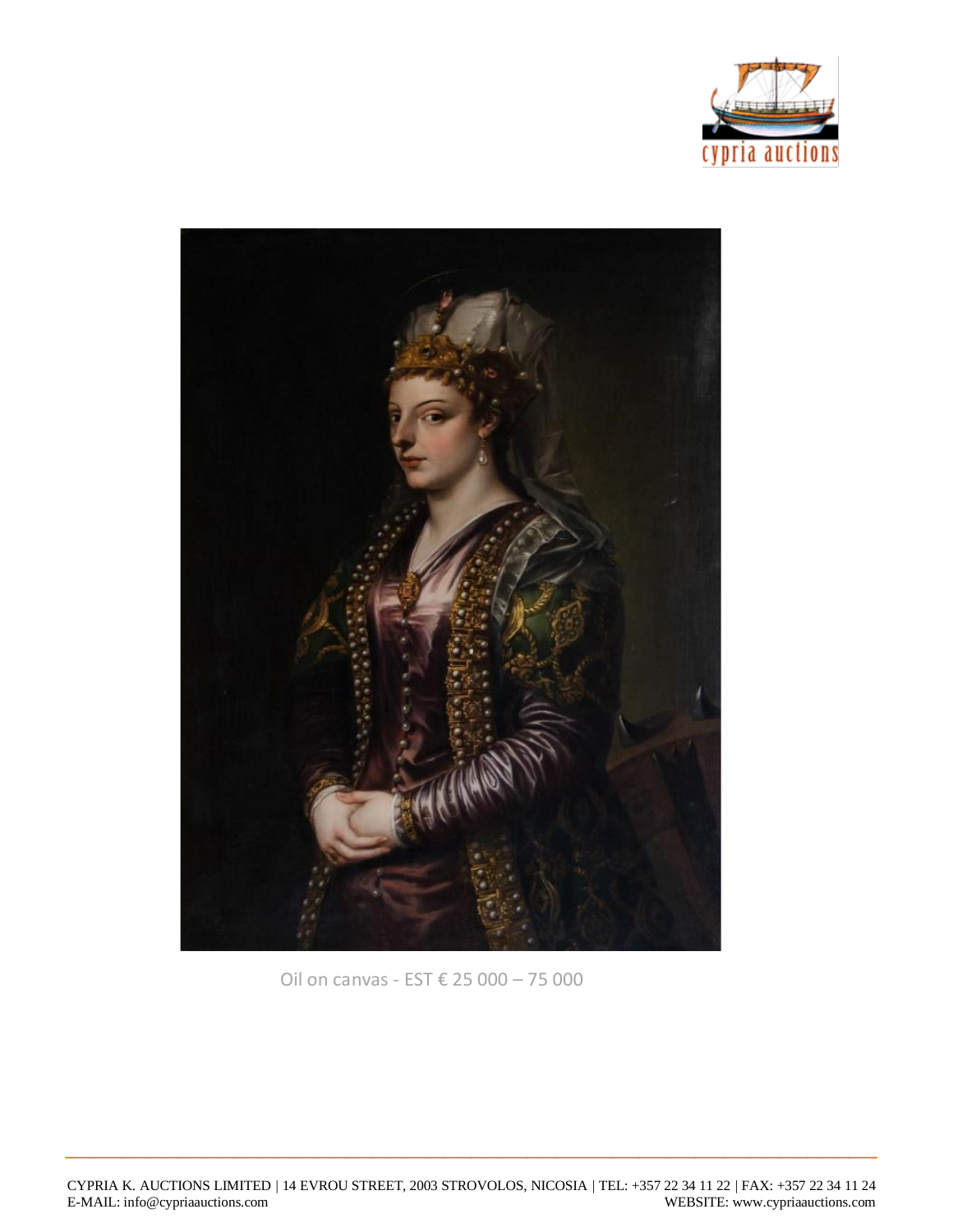Oil on canvas - EST € 25 000 – 75 000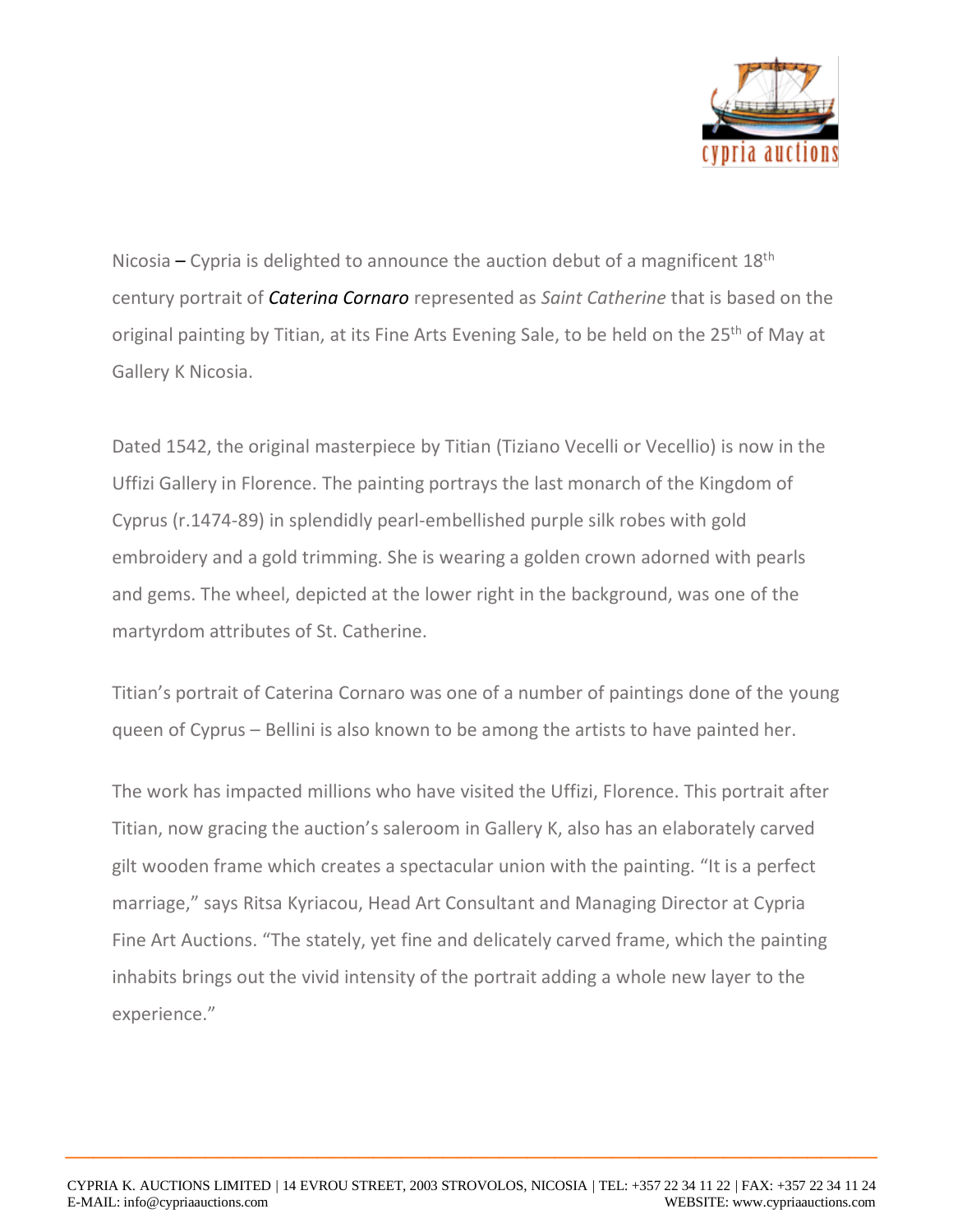Nicosia **–** Cypria is delighted to announce the auction debut of a magnificent 18th century portrait of ***Caterina Cornaro*** represented as *Saint Catherine* that is based on the original painting by Titian, at its Fine Arts Evening Sale, to be held on the 25th of May at Gallery K Nicosia.

Dated 1542, the original masterpiece by Titian (Tiziano Vecelli or Vecellio) is now in the Uffizi Gallery in Florence. The painting portrays the last monarch of the Kingdom of Cyprus (r.1474-89) in splendidly pearl-embellished purple silk robes with gold embroidery and a gold trimming. She is wearing a golden crown adorned with pearls and gems. The wheel, depicted at the lower right in the background, was one of the martyrdom attributes of St. Catherine.

Titian's portrait of Caterina Cornaro was one of a number of paintings done of the young queen of Cyprus – Bellini is also known to be among the artists to have painted her.

The work has impacted millions who have visited the Uffizi, Florence. This portrait after Titian, now gracing the auction's saleroom in Gallery K, also has an elaborately carved gilt wooden frame which creates a spectacular union with the painting. "It is a perfect marriage," says Ritsa Kyriacou, Head Art Consultant and Managing Director at Cypria Fine Art Auctions. "The stately, yet fine and delicately carved frame, which the painting inhabits brings out the vivid intensity of the portrait adding a whole new layer to the experience."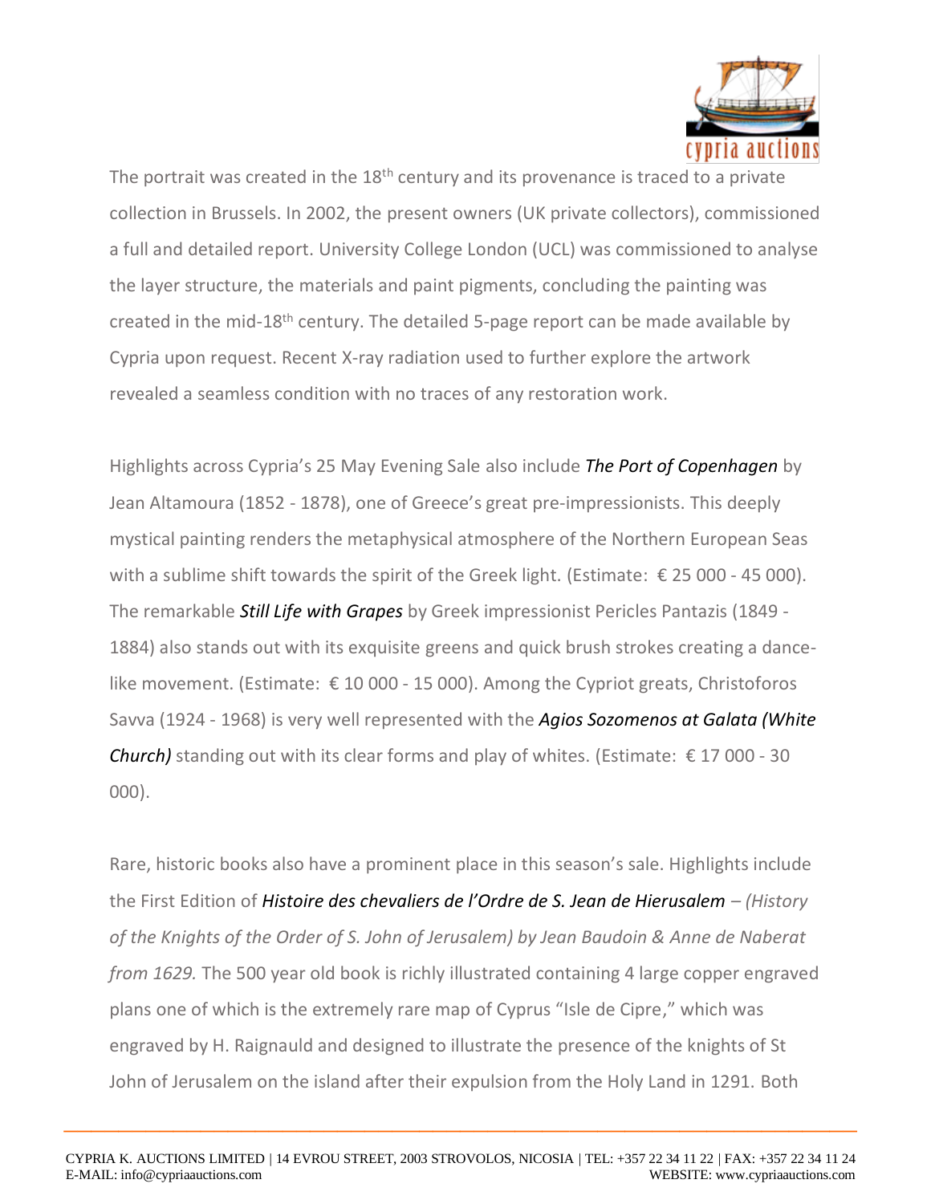The portrait was created in the 18th century and its provenance is traced to a private collection in Brussels. In 2002, the present owners (UK private collectors), commissioned a full and detailed report. University College London (UCL) was commissioned to analyse the layer structure, the materials and paint pigments, concluding the painting was created in the mid-18th century. The detailed 5-page report can be made available by Cypria upon request. Recent X-ray radiation used to further explore the artwork revealed a seamless condition with no traces of any restoration work.

Highlights across Cypria's 25 May Evening Sale also include ***The Port of Copenhagen*** by Jean Altamoura (1852 - 1878), one of Greece's great pre-impressionists. This deeply mystical painting renders the metaphysical atmosphere of the Northern European Seas with a sublime shift towards the spirit of the Greek light. (Estimate: € 25 000 - 45 000). The remarkable ***Still Life with Grapes*** by Greek impressionist Pericles Pantazis (1849 - 1884) also stands out with its exquisite greens and quick brush strokes creating a dance-like movement. (Estimate: € 10 000 - 15 000). Among the Cypriot greats, Christoforos Savva (1924 - 1968) is very well represented with the ***Agios Sozomenos at Galata (White Church)*** standing out with its clear forms and play of whites. (Estimate: € 17 000 - 30 000).

Rare, historic books also have a prominent place in this season's sale. Highlights include the First Edition of ***Histoire des chevaliers de l'Ordre de S. Jean de Hierusalem*** – *(History of the Knights of the Order of S. John of Jerusalem) by Jean Baudoin & Anne de Naberat from 1629.* The 500 year old book is richly illustrated containing 4 large copper engraved plans one of which is the extremely rare map of Cyprus "Isle de Cipre," which was engraved by H. Raignauld and designed to illustrate the presence of the knights of St John of Jerusalem on the island after their expulsion from the Holy Land in 1291. Both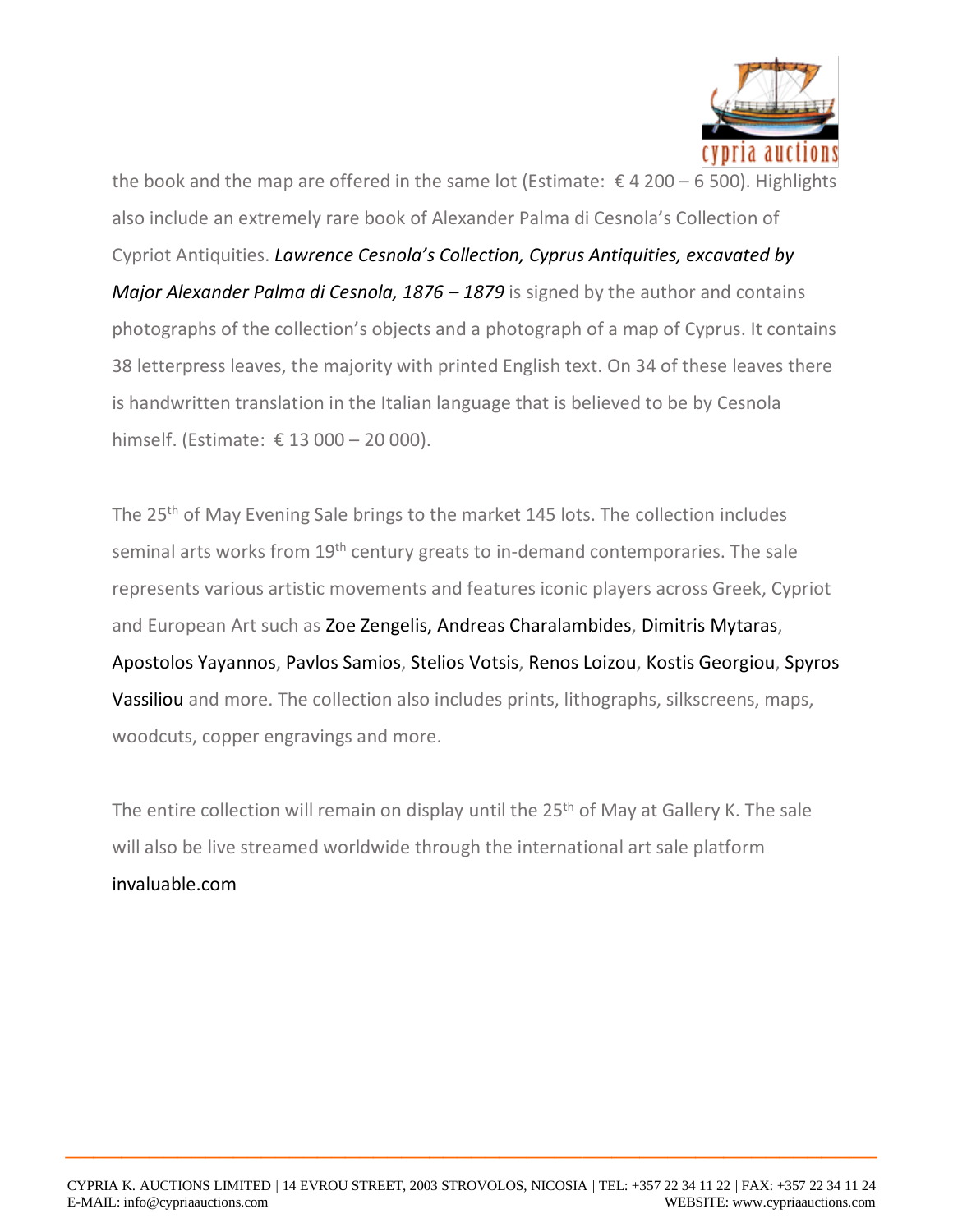the book and the map are offered in the same lot (Estimate: € 4 200 – 6 500). Highlights also include an extremely rare book of Alexander Palma di Cesnola's Collection of Cypriot Antiquities. ***Lawrence Cesnola's Collection, Cyprus Antiquities, excavated by Major Alexander Palma di Cesnola, 1876 – 1879*** is signed by the author and contains photographs of the collection's objects and a photograph of a map of Cyprus. It contains 38 letterpress leaves, the majority with printed English text. On 34 of these leaves there is handwritten translation in the Italian language that is believed to be by Cesnola himself. (Estimate: € 13 000 – 20 000).

The 25th of May Evening Sale brings to the market 145 lots. The collection includes seminal arts works from 19th century greats to in-demand contemporaries. The sale represents various artistic movements and features iconic players across Greek, Cypriot and European Art such as Zoe Zengelis, Andreas Charalambides, Dimitris Mytaras, Apostolos Yayannos, Pavlos Samios, Stelios Votsis, Renos Loizou, Kostis Georgiou, Spyros Vassiliou and more. The collection also includes prints, lithographs, silkscreens, maps, woodcuts, copper engravings and more.

The entire collection will remain on display until the 25th of May at Gallery K. The sale will also be live streamed worldwide through the international art sale platform invaluable.com